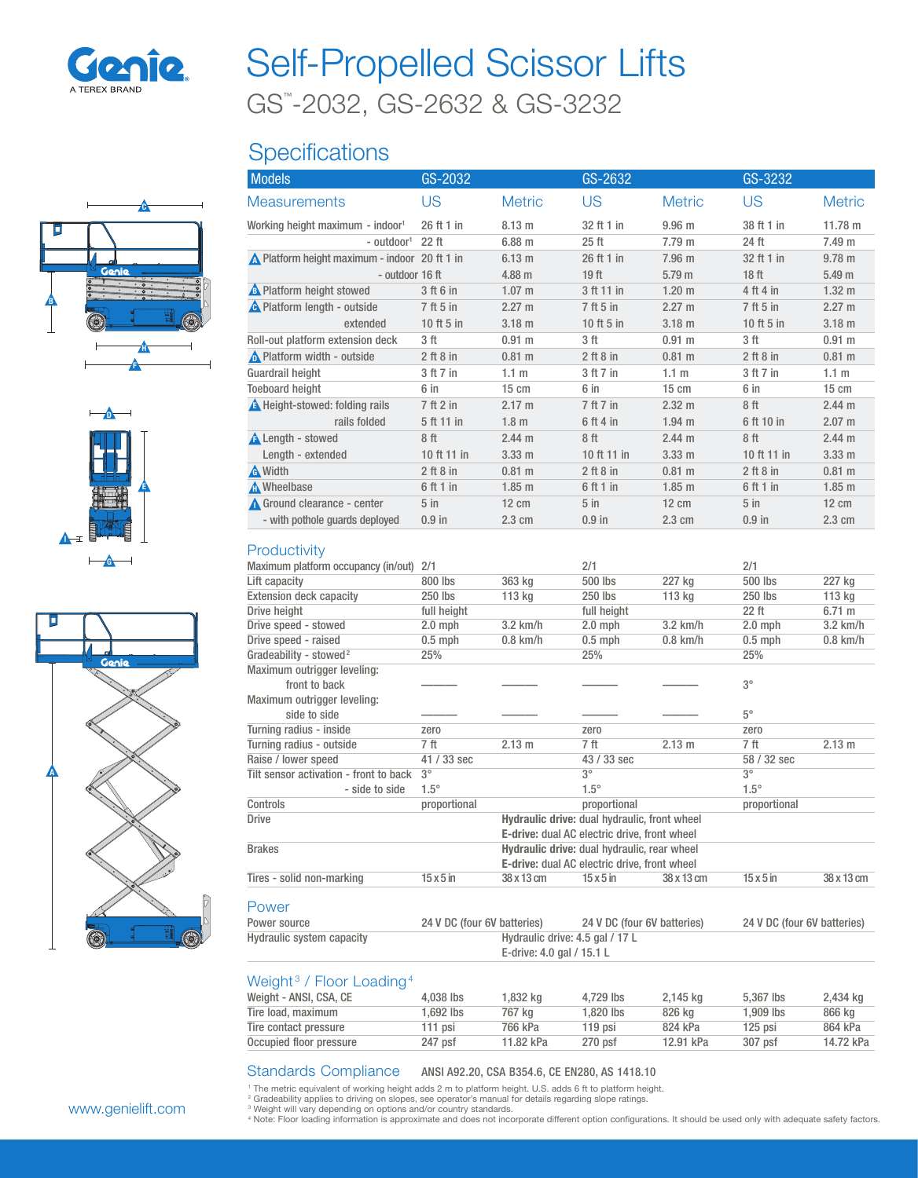# Self-Propelled Scissor Lifts

## GS™-2032, GS-2632 & GS-3232

## Specifications

| Models | GS-2032 | | GS-2632 | | GS-3232 | |
|---|---|---|---|---|---|---|
| **Measurements** | **US** | **Metric** | **US** | **Metric** | **US** | **Metric** |
| Working height maximum - indoor[1] | 26 ft 1 in | 8.13 m | 32 ft 1 in | 9.96 m | 38 ft 1 in | 11.78 m |
| - outdoor[1] | 22 ft | 6.88 m | 25 ft | 7.79 m | 24 ft | 7.49 m |
| A Platform height maximum - indoor | 20 ft 1 in | 6.13 m | 26 ft 1 in | 7.96 m | 32 ft 1 in | 9.78 m |
| - outdoor | 16 ft | 4.88 m | 19 ft | 5.79 m | 18 ft | 5.49 m |
| B Platform height stowed | 3 ft 6 in | 1.07 m | 3 ft 11 in | 1.20 m | 4 ft 4 in | 1.32 m |
| C Platform length - outside | 7 ft 5 in | 2.27 m | 7 ft 5 in | 2.27 m | 7 ft 5 in | 2.27 m |
| extended | 10 ft 5 in | 3.18 m | 10 ft 5 in | 3.18 m | 10 ft 5 in | 3.18 m |
| Roll-out platform extension deck | 3 ft | 0.91 m | 3 ft | 0.91 m | 3 ft | 0.91 m |
| D Platform width - outside | 2 ft 8 in | 0.81 m | 2 ft 8 in | 0.81 m | 2 ft 8 in | 0.81 m |
| Guardrail height | 3 ft 7 in | 1.1 m | 3 ft 7 in | 1.1 m | 3 ft 7 in | 1.1 m |
| Toeboard height | 6 in | 15 cm | 6 in | 15 cm | 6 in | 15 cm |
| E Height-stowed: folding rails | 7 ft 2 in | 2.17 m | 7 ft 7 in | 2.32 m | 8 ft | 2.44 m |
| rails folded | 5 ft 11 in | 1.8 m | 6 ft 4 in | 1.94 m | 6 ft 10 in | 2.07 m |
| F Length - stowed | 8 ft | 2.44 m | 8 ft | 2.44 m | 8 ft | 2.44 m |
| Length - extended | 10 ft 11 in | 3.33 m | 10 ft 11 in | 3.33 m | 10 ft 11 in | 3.33 m |
| G Width | 2 ft 8 in | 0.81 m | 2 ft 8 in | 0.81 m | 2 ft 8 in | 0.81 m |
| H Wheelbase | 6 ft 1 in | 1.85 m | 6 ft 1 in | 1.85 m | 6 ft 1 in | 1.85 m |
| I Ground clearance - center | 5 in | 12 cm | 5 in | 12 cm | 5 in | 12 cm |
| - with pothole guards deployed | 0.9 in | 2.3 cm | 0.9 in | 2.3 cm | 0.9 in | 2.3 cm |

### Productivity

| | GS-2032 US | GS-2032 Metric | GS-2632 US | GS-2632 Metric | GS-3232 US | GS-3232 Metric |
|---|---|---|---|---|---|---|
| Maximum platform occupancy (in/out) | 2/1 | | 2/1 | | 2/1 | |
| Lift capacity | 800 lbs | 363 kg | 500 lbs | 227 kg | 500 lbs | 227 kg |
| Extension deck capacity | 250 lbs | 113 kg | 250 lbs | 113 kg | 250 lbs | 113 kg |
| Drive height | full height | | full height | | 22 ft | 6.71 m |
| Drive speed - stowed | 2.0 mph | 3.2 km/h | 2.0 mph | 3.2 km/h | 2.0 mph | 3.2 km/h |
| Drive speed - raised | 0.5 mph | 0.8 km/h | 0.5 mph | 0.8 km/h | 0.5 mph | 0.8 km/h |
| Gradeability - stowed[2] | 25% | | 25% | | 25% | |
| Maximum outrigger leveling: front to back | ——— | ——— | ——— | ——— | 3° | |
| Maximum outrigger leveling: side to side | ——— | ——— | ——— | ——— | 5° | |
| Turning radius - inside | zero | | zero | | zero | |
| Turning radius - outside | 7 ft | 2.13 m | 7 ft | 2.13 m | 7 ft | 2.13 m |
| Raise / lower speed | 41 / 33 sec | | 43 / 33 sec | | 58 / 32 sec | |
| Tilt sensor activation - front to back | 3° | | 3° | | 3° | |
| - side to side | 1.5° | | 1.5° | | 1.5° | |
| Controls | proportional | | proportional | | proportional | |
| Drive | **Hydraulic drive:** dual hydraulic, front wheel<br>**E-drive:** dual AC electric drive, front wheel | | | | | |
| Brakes | **Hydraulic drive:** dual hydraulic, rear wheel<br>**E-drive:** dual AC electric drive, front wheel | | | | | |
| Tires - solid non-marking | 15 x 5 in | 38 x 13 cm | 15 x 5 in | 38 x 13 cm | 15 x 5 in | 38 x 13 cm |

### Power

| | GS-2032 | GS-2632 | GS-3232 |
|---|---|---|---|
| Power source | 24 V DC (four 6V batteries) | 24 V DC (four 6V batteries) | 24 V DC (four 6V batteries) |
| Hydraulic system capacity | Hydraulic drive: 4.5 gal / 17 L<br>E-drive: 4.0 gal / 15.1 L | | |

### Weight[3] / Floor Loading[4]

| | GS-2032 US | GS-2032 Metric | GS-2632 US | GS-2632 Metric | GS-3232 US | GS-3232 Metric |
|---|---|---|---|---|---|---|
| Weight - ANSI, CSA, CE | 4,038 lbs | 1,832 kg | 4,729 lbs | 2,145 kg | 5,367 lbs | 2,434 kg |
| Tire load, maximum | 1,692 lbs | 767 kg | 1,820 lbs | 826 kg | 1,909 lbs | 866 kg |
| Tire contact pressure | 111 psi | 766 kPa | 119 psi | 824 kPa | 125 psi | 864 kPa |
| Occupied floor pressure | 247 psf | 11.82 kPa | 270 psf | 12.91 kPa | 307 psf | 14.72 kPa |

### Standards Compliance

ANSI A92.20, CSA B354.6, CE EN280, AS 1418.10

[1] The metric equivalent of working height adds 2 m to platform height. U.S. adds 6 ft to platform height.
[2] Gradeability applies to driving on slopes, see operator's manual for details regarding slope ratings.
[3] Weight will vary depending on options and/or country standards.
[4] Note: Floor loading information is approximate and does not incorporate different option configurations. It should be used only with adequate safety factors.

www.genielift.com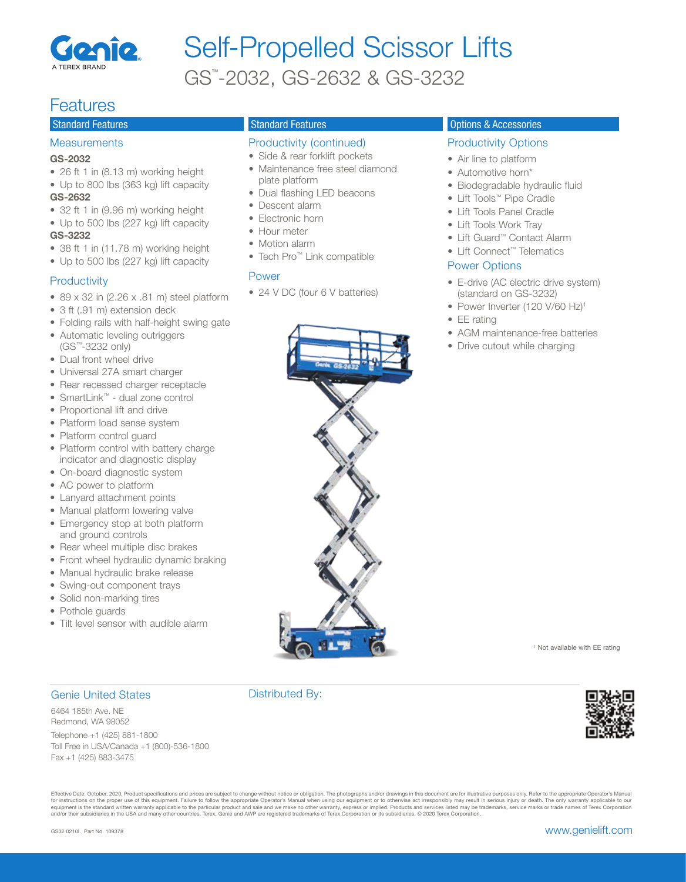# Self-Propelled Scissor Lifts

## GS™-2032, GS-2632 & GS-3232

# Features

## Standard Features

### Measurements

**GS-2032**

- 26 ft 1 in (8.13 m) working height
- Up to 800 lbs (363 kg) lift capacity

**GS-2632**

- 32 ft 1 in (9.96 m) working height
- Up to 500 lbs (227 kg) lift capacity

**GS-3232**

- 38 ft 1 in (11.78 m) working height
- Up to 500 lbs (227 kg) lift capacity

### Productivity

- 89 x 32 in (2.26 x .81 m) steel platform
- 3 ft (.91 m) extension deck
- Folding rails with half-height swing gate
- Automatic leveling outriggers (GS™-3232 only)
- Dual front wheel drive
- Universal 27A smart charger
- Rear recessed charger receptacle
- SmartLink™ - dual zone control
- Proportional lift and drive
- Platform load sense system
- Platform control guard
- Platform control with battery charge indicator and diagnostic display
- On-board diagnostic system
- AC power to platform
- Lanyard attachment points
- Manual platform lowering valve
- Emergency stop at both platform and ground controls
- Rear wheel multiple disc brakes
- Front wheel hydraulic dynamic braking
- Manual hydraulic brake release
- Swing-out component trays
- Solid non-marking tires
- Pothole guards
- Tilt level sensor with audible alarm

## Standard Features

### Productivity (continued)

- Side & rear forklift pockets
- Maintenance free steel diamond plate platform
- Dual flashing LED beacons
- Descent alarm
- Electronic horn
- Hour meter
- Motion alarm
- Tech Pro™ Link compatible

### Power

- 24 V DC (four 6 V batteries)

## Options & Accessories

### Productivity Options

- Air line to platform
- Automotive horn*
- Biodegradable hydraulic fluid
- Lift Tools™ Pipe Cradle
- Lift Tools Panel Cradle
- Lift Tools Work Tray
- Lift Guard™ Contact Alarm
- Lift Connect™ Telematics

### Power Options

- E-drive (AC electric drive system) (standard on GS-3232)
- Power Inverter (120 V/60 Hz)[1]
- EE rating
- AGM maintenance-free batteries
- Drive cutout while charging

[1] Not available with EE rating

### Genie United States

6464 185th Ave. NE
Redmond, WA 98052

Telephone +1 (425) 881-1800
Toll Free in USA/Canada +1 (800)-536-1800
Fax +1 (425) 883-3475

Distributed By:

Effective Date: October, 2020. Product specifications and prices are subject to change without notice or obligation. The photographs and/or drawings in this document are for illustrative purposes only. Refer to the appropriate Operator's Manual for instructions on the proper use of this equipment. Failure to follow the appropriate Operator's Manual when using our equipment or to otherwise act irresponsibly may result in serious injury or death. The only warranty applicable to our equipment is the standard written warranty applicable to the particular product and sale and we make no other warranty, express or implied. Products and services listed may be trademarks, service marks or trade names of Terex Corporation and/or their subsidiaries in the USA and many other countries. Terex, Genie and AWP are registered trademarks of Terex Corporation or its subsidiaries. © 2020 Terex Corporation.

GS32 0210I. Part No. 109378

www.genielift.com